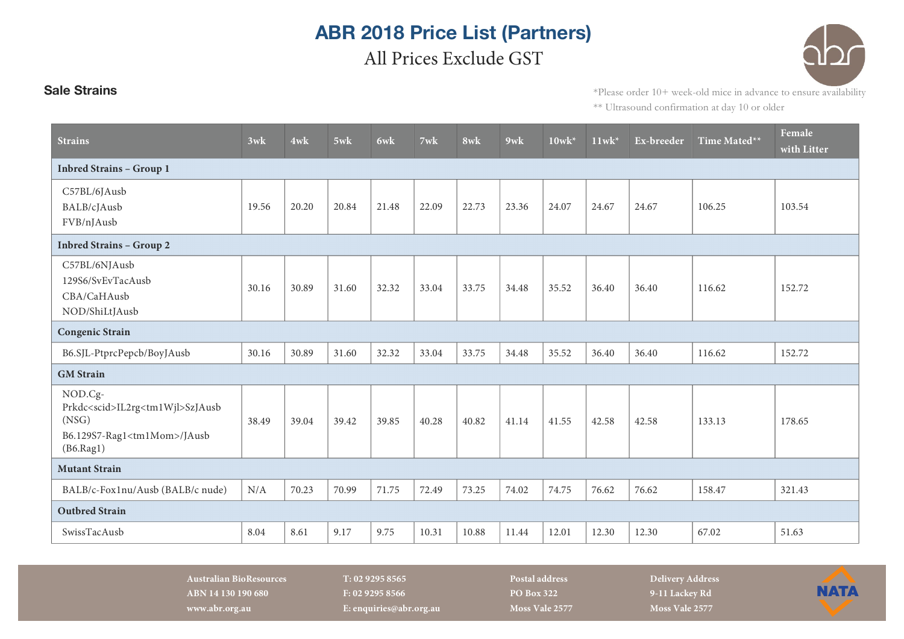# ABR 2018 Price List (Partners)

## All Prices Exclude GST

### Sale Strains

*Please order 10+ week-old mice in advance to ensure availability

** Ultrasound confirmation at day 10 or older

| Strains | 3wk | 4wk | 5wk | 6wk | 7wk | 8wk | 9wk | 10wk* | 11wk* | Ex-breeder | Time Mated** | Female with Litter |
|---|---|---|---|---|---|---|---|---|---|---|---|---|
| **Inbred Strains – Group 1** | | | | | | | | | | | | |
| C57BL/6JAusb<br>BALB/cJAusb<br>FVB/nJAusb | 19.56 | 20.20 | 20.84 | 21.48 | 22.09 | 22.73 | 23.36 | 24.07 | 24.67 | 24.67 | 106.25 | 103.54 |
| **Inbred Strains – Group 2** | | | | | | | | | | | | |
| C57BL/6NJAusb<br>129S6/SvEvTacAusb<br>CBA/CaHAusb<br>NOD/ShiLtJAusb | 30.16 | 30.89 | 31.60 | 32.32 | 33.04 | 33.75 | 34.48 | 35.52 | 36.40 | 36.40 | 116.62 | 152.72 |
| **Congenic Strain** | | | | | | | | | | | | |
| B6.SJL-PtprcPepcb/BoyJAusb | 30.16 | 30.89 | 31.60 | 32.32 | 33.04 | 33.75 | 34.48 | 35.52 | 36.40 | 36.40 | 116.62 | 152.72 |
| **GM Strain** | | | | | | | | | | | | |
| NOD.Cg-Prkdc<scid>IL2rg<tm1Wjl>SzJAusb (NSG)<br>B6.129S7-Rag1<tm1Mom>/JAusb (B6.Rag1) | 38.49 | 39.04 | 39.42 | 39.85 | 40.28 | 40.82 | 41.14 | 41.55 | 42.58 | 42.58 | 133.13 | 178.65 |
| **Mutant Strain** | | | | | | | | | | | | |
| BALB/c-Fox1nu/Ausb (BALB/c nude) | N/A | 70.23 | 70.99 | 71.75 | 72.49 | 73.25 | 74.02 | 74.75 | 76.62 | 76.62 | 158.47 | 321.43 |
| **Outbred Strain** | | | | | | | | | | | | |
| SwissTacAusb | 8.04 | 8.61 | 9.17 | 9.75 | 10.31 | 10.88 | 11.44 | 12.01 | 12.30 | 12.30 | 67.02 | 51.63 |

**Australian BioResources**
ABN 14 130 190 680
www.abr.org.au

T: 02 9295 8565
F: 02 9295 8566
E: enquiries@abr.org.au

**Postal address**
PO Box 322
Moss Vale 2577

**Delivery Address**
9-11 Lackey Rd
Moss Vale 2577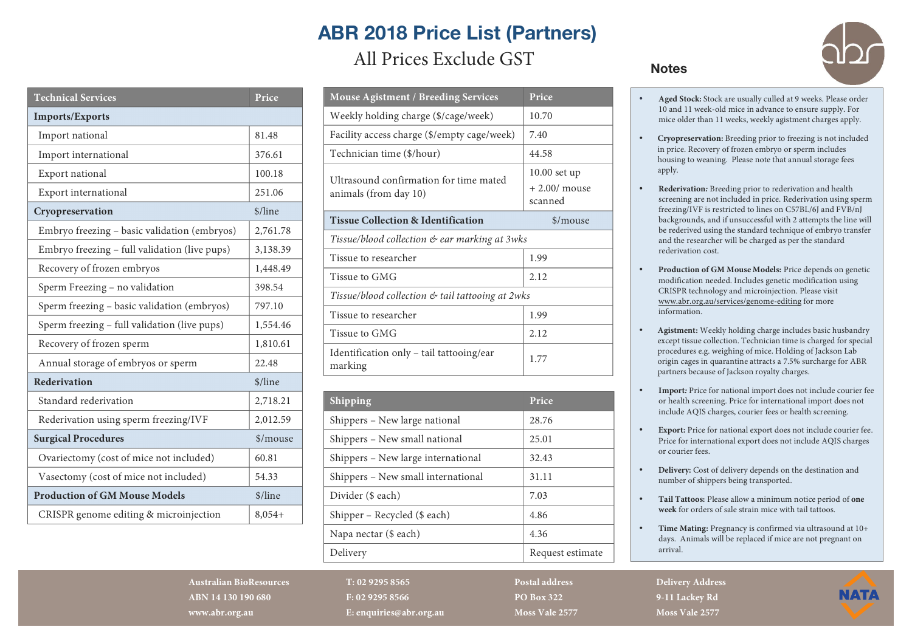# ABR 2018 Price List (Partners)

## All Prices Exclude GST

| Technical Services | Price |
| --- | --- |
| **Imports/Exports** | |
| Import national | 81.48 |
| Import international | 376.61 |
| Export national | 100.18 |
| Export international | 251.06 |
| **Cryopreservation** | $/line |
| Embryo freezing – basic validation (embryos) | 2,761.78 |
| Embryo freezing – full validation (live pups) | 3,138.39 |
| Recovery of frozen embryos | 1,448.49 |
| Sperm Freezing – no validation | 398.54 |
| Sperm freezing – basic validation (embryos) | 797.10 |
| Sperm freezing – full validation (live pups) | 1,554.46 |
| Recovery of frozen sperm | 1,810.61 |
| Annual storage of embryos or sperm | 22.48 |
| **Rederivation** | $/line |
| Standard rederivation | 2,718.21 |
| Rederivation using sperm freezing/IVF | 2,012.59 |
| **Surgical Procedures** | $/mouse |
| Ovariectomy (cost of mice not included) | 60.81 |
| Vasectomy (cost of mice not included) | 54.33 |
| **Production of GM Mouse Models** | $/line |
| CRISPR genome editing & microinjection | 8,054+ |

| Mouse Agistment / Breeding Services | Price |
| --- | --- |
| Weekly holding charge ($/cage/week) | 10.70 |
| Facility access charge ($/empty cage/week) | 7.40 |
| Technician time ($/hour) | 44.58 |
| Ultrasound confirmation for time mated animals (from day 10) | 10.00 set up + 2.00/ mouse scanned |
| **Tissue Collection & Identification** | $/mouse |
| *Tissue/blood collection & ear marking at 3wks* | |
| Tissue to researcher | 1.99 |
| Tissue to GMG | 2.12 |
| *Tissue/blood collection & tail tattooing at 2wks* | |
| Tissue to researcher | 1.99 |
| Tissue to GMG | 2.12 |
| Identification only – tail tattooing/ear marking | 1.77 |

| Shipping | Price |
| --- | --- |
| Shippers – New large national | 28.76 |
| Shippers – New small national | 25.01 |
| Shippers – New large international | 32.43 |
| Shippers – New small international | 31.11 |
| Divider ($ each) | 7.03 |
| Shipper – Recycled ($ each) | 4.86 |
| Napa nectar ($ each) | 4.36 |
| Delivery | Request estimate |

## Notes

- **Aged Stock:** Stock are usually culled at 9 weeks. Please order 10 and 11 week-old mice in advance to ensure supply. For mice older than 11 weeks, weekly agistment charges apply.
- **Cryopreservation:** Breeding prior to freezing is not included in price. Recovery of frozen embryo or sperm includes housing to weaning. Please note that annual storage fees apply.
- **Rederivation:** Breeding prior to rederivation and health screening are not included in price. Rederivation using sperm freezing/IVF is restricted to lines on C57BL/6J and FVB/nJ backgrounds, and if unsuccessful with 2 attempts the line will be rederived using the standard technique of embryo transfer and the researcher will be charged as per the standard rederivation cost.
- **Production of GM Mouse Models:** Price depends on genetic modification needed. Includes genetic modification using CRISPR technology and microinjection. Please visit www.abr.org.au/services/genome-editing for more information.
- **Agistment:** Weekly holding charge includes basic husbandry except tissue collection. Technician time is charged for special procedures e.g. weighing of mice. Holding of Jackson Lab origin cages in quarantine attracts a 7.5% surcharge for ABR partners because of Jackson royalty charges.
- **Import:** Price for national import does not include courier fee or health screening. Price for international import does not include AQIS charges, courier fees or health screening.
- **Export:** Price for national export does not include courier fee. Price for international export does not include AQIS charges or courier fees.
- **Delivery:** Cost of delivery depends on the destination and number of shippers being transported.
- **Tail Tattoos:** Please allow a minimum notice period of **one week** for orders of sale strain mice with tail tattoos.
- **Time Mating:** Pregnancy is confirmed via ultrasound at 10+ days. Animals will be replaced if mice are not pregnant on arrival.

**Australian BioResources**
**ABN 14 130 190 680**
**www.abr.org.au**

**T: 02 9295 8565**
**F: 02 9295 8566**
**E: enquiries@abr.org.au**

**Postal address**
**PO Box 322**
**Moss Vale 2577**

**Delivery Address**
**9-11 Lackey Rd**
**Moss Vale 2577**

NATA